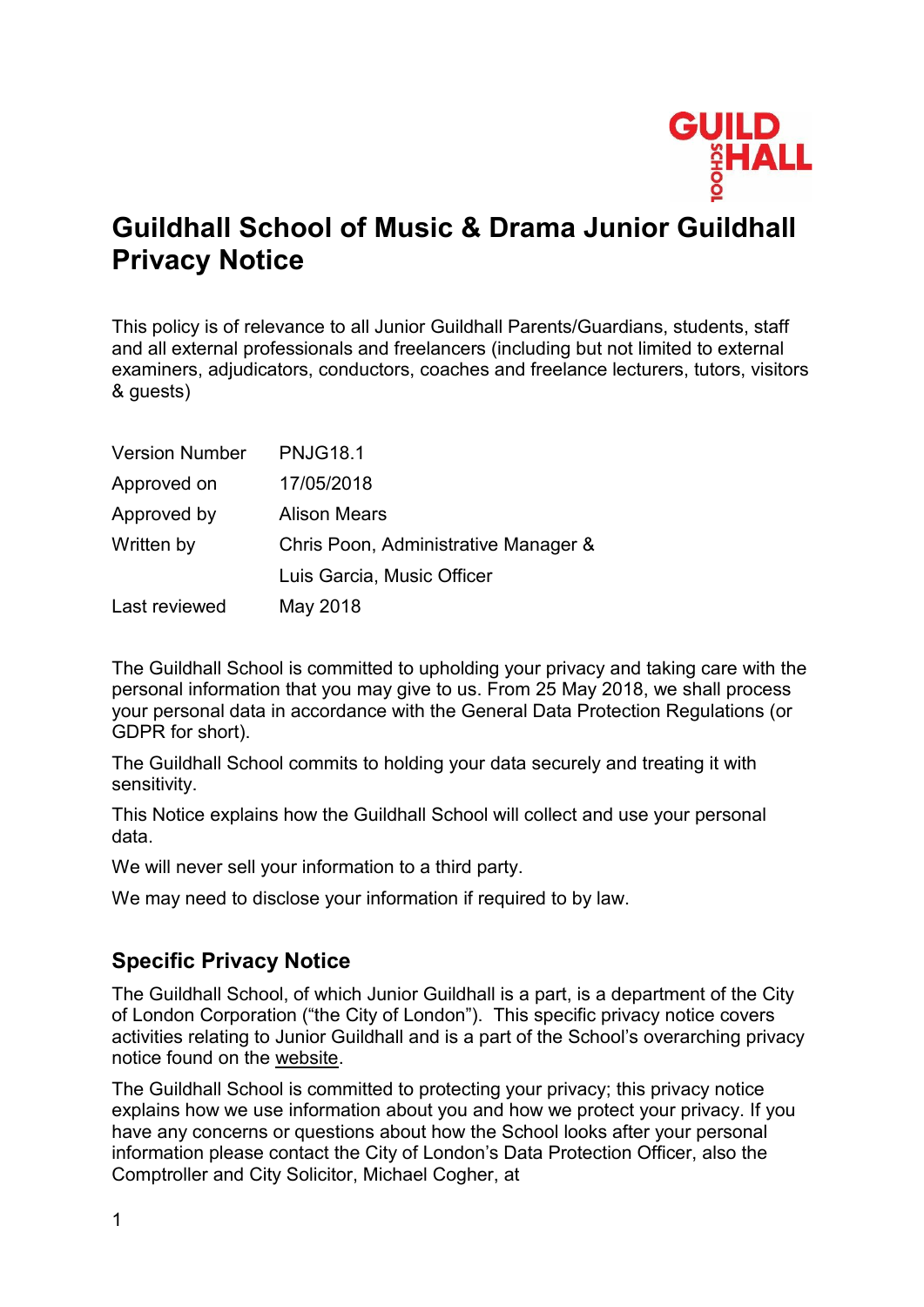# Guildhall School of Music & Drama Junior Guildhall Privacy Notice

This policy is of relevance to all Junior Guildhall Parents/Guardians, students, staff and all external professionals and freelancers (including but not limited to external examiners, adjudicators, conductors, coaches and freelance lecturers, tutors, visitors & guests)

| | |
|---|---|
| Version Number | PNJG18.1 |
| Approved on | 17/05/2018 |
| Approved by | Alison Mears |
| Written by | Chris Poon, Administrative Manager & Luis Garcia, Music Officer |
| Last reviewed | May 2018 |

The Guildhall School is committed to upholding your privacy and taking care with the personal information that you may give to us. From 25 May 2018, we shall process your personal data in accordance with the General Data Protection Regulations (or GDPR for short).

The Guildhall School commits to holding your data securely and treating it with sensitivity.

This Notice explains how the Guildhall School will collect and use your personal data.

We will never sell your information to a third party.

We may need to disclose your information if required to by law.

## Specific Privacy Notice

The Guildhall School, of which Junior Guildhall is a part, is a department of the City of London Corporation ("the City of London"). This specific privacy notice covers activities relating to Junior Guildhall and is a part of the School's overarching privacy notice found on the website.

The Guildhall School is committed to protecting your privacy; this privacy notice explains how we use information about you and how we protect your privacy. If you have any concerns or questions about how the School looks after your personal information please contact the City of London's Data Protection Officer, also the Comptroller and City Solicitor, Michael Cogher, at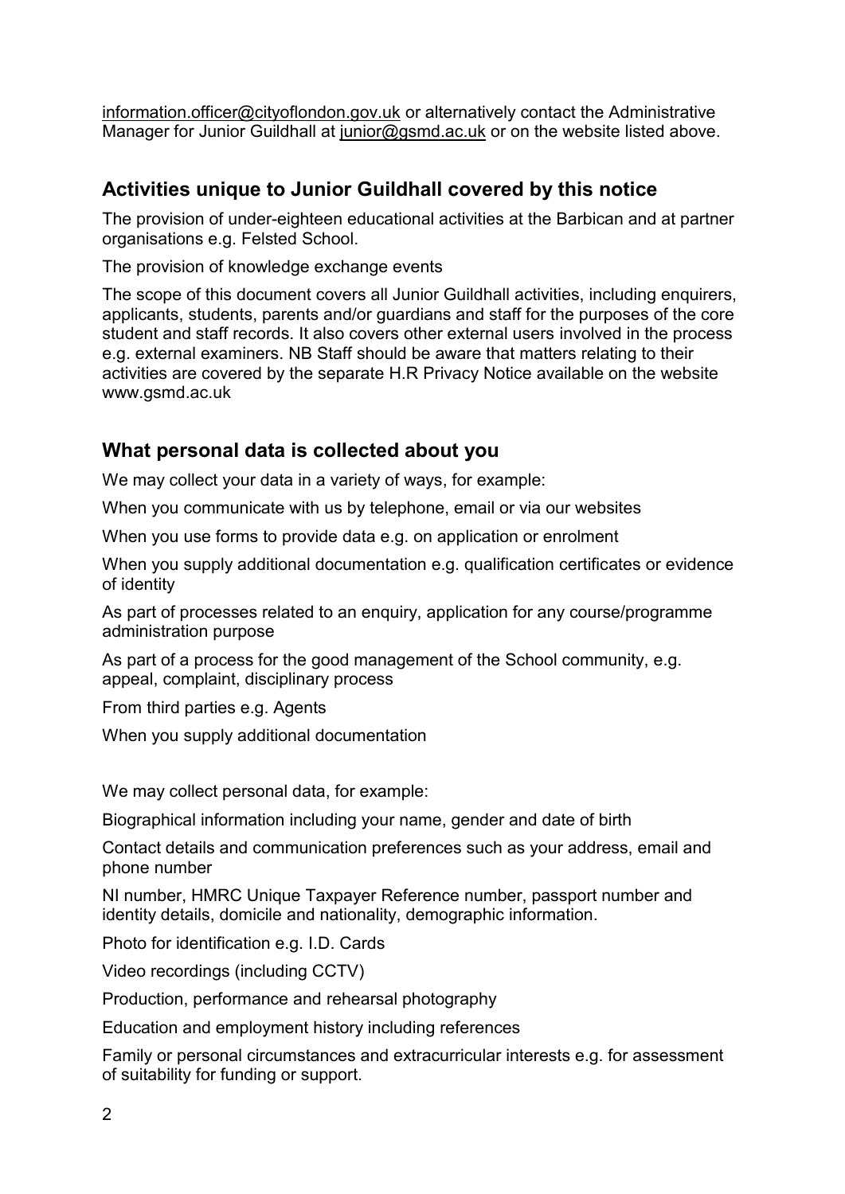information.officer@cityoflondon.gov.uk or alternatively contact the Administrative Manager for Junior Guildhall at junior@gsmd.ac.uk or on the website listed above.

## Activities unique to Junior Guildhall covered by this notice

The provision of under-eighteen educational activities at the Barbican and at partner organisations e.g. Felsted School.

The provision of knowledge exchange events

The scope of this document covers all Junior Guildhall activities, including enquirers, applicants, students, parents and/or guardians and staff for the purposes of the core student and staff records. It also covers other external users involved in the process e.g. external examiners. NB Staff should be aware that matters relating to their activities are covered by the separate H.R Privacy Notice available on the website www.gsmd.ac.uk

## What personal data is collected about you

We may collect your data in a variety of ways, for example:

When you communicate with us by telephone, email or via our websites

When you use forms to provide data e.g. on application or enrolment

When you supply additional documentation e.g. qualification certificates or evidence of identity

As part of processes related to an enquiry, application for any course/programme administration purpose

As part of a process for the good management of the School community, e.g. appeal, complaint, disciplinary process

From third parties e.g. Agents

When you supply additional documentation

We may collect personal data, for example:

Biographical information including your name, gender and date of birth

Contact details and communication preferences such as your address, email and phone number

NI number, HMRC Unique Taxpayer Reference number, passport number and identity details, domicile and nationality, demographic information.

Photo for identification e.g. I.D. Cards

Video recordings (including CCTV)

Production, performance and rehearsal photography

Education and employment history including references

Family or personal circumstances and extracurricular interests e.g. for assessment of suitability for funding or support.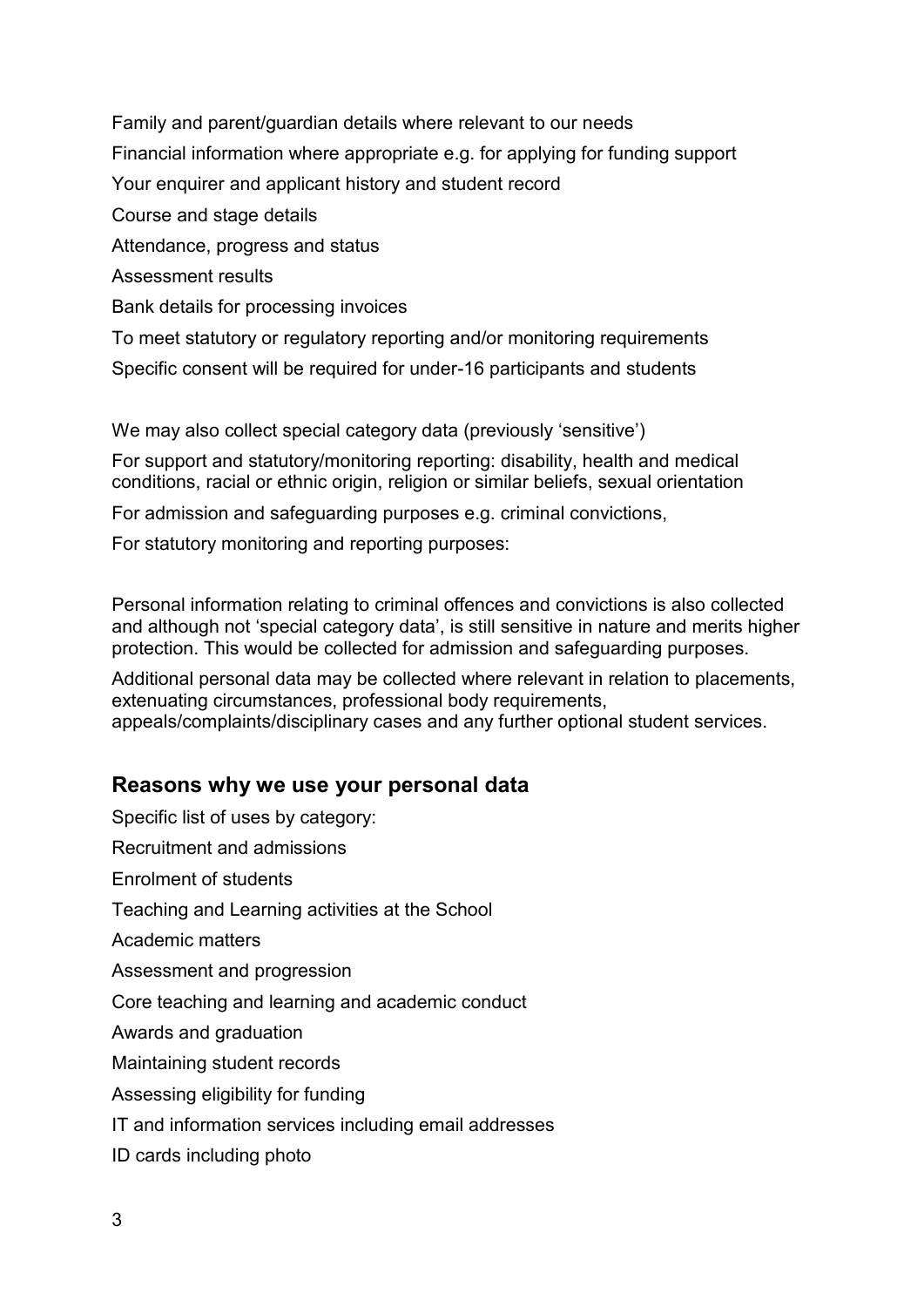Family and parent/guardian details where relevant to our needs

Financial information where appropriate e.g. for applying for funding support

Your enquirer and applicant history and student record

Course and stage details

Attendance, progress and status

Assessment results

Bank details for processing invoices

To meet statutory or regulatory reporting and/or monitoring requirements

Specific consent will be required for under-16 participants and students

We may also collect special category data (previously 'sensitive')

For support and statutory/monitoring reporting: disability, health and medical conditions, racial or ethnic origin, religion or similar beliefs, sexual orientation

For admission and safeguarding purposes e.g. criminal convictions,

For statutory monitoring and reporting purposes:

Personal information relating to criminal offences and convictions is also collected and although not 'special category data', is still sensitive in nature and merits higher protection. This would be collected for admission and safeguarding purposes.

Additional personal data may be collected where relevant in relation to placements, extenuating circumstances, professional body requirements, appeals/complaints/disciplinary cases and any further optional student services.

## Reasons why we use your personal data

Specific list of uses by category:

Recruitment and admissions

Enrolment of students

Teaching and Learning activities at the School

Academic matters

Assessment and progression

Core teaching and learning and academic conduct

Awards and graduation

Maintaining student records

Assessing eligibility for funding

IT and information services including email addresses

ID cards including photo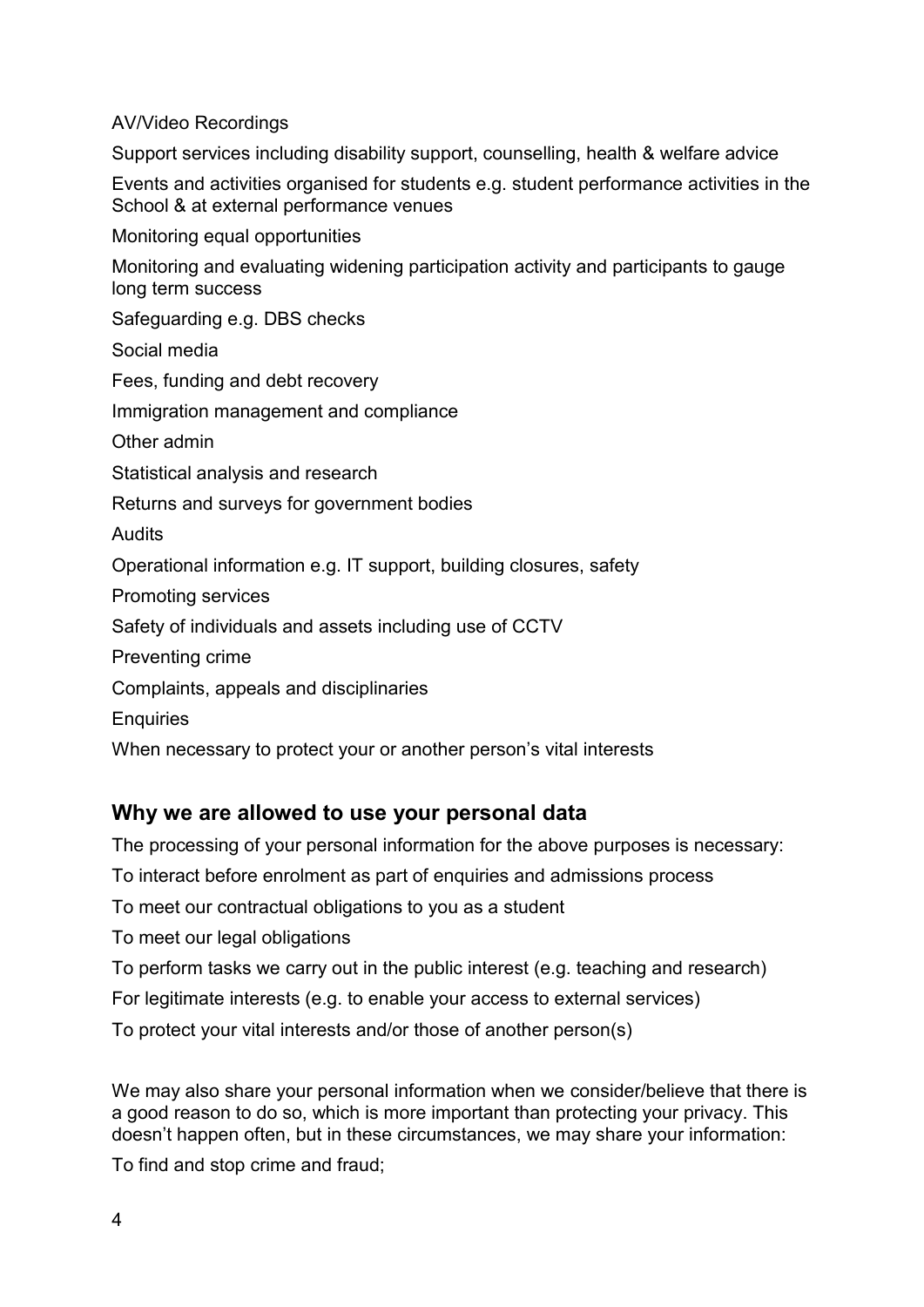AV/Video Recordings

Support services including disability support, counselling, health & welfare advice

Events and activities organised for students e.g. student performance activities in the School & at external performance venues

Monitoring equal opportunities

Monitoring and evaluating widening participation activity and participants to gauge long term success

Safeguarding e.g. DBS checks

Social media

Fees, funding and debt recovery

Immigration management and compliance

Other admin

Statistical analysis and research

Returns and surveys for government bodies

Audits

Operational information e.g. IT support, building closures, safety

Promoting services

Safety of individuals and assets including use of CCTV

Preventing crime

Complaints, appeals and disciplinaries

Enquiries

When necessary to protect your or another person's vital interests

## Why we are allowed to use your personal data

The processing of your personal information for the above purposes is necessary:

To interact before enrolment as part of enquiries and admissions process

To meet our contractual obligations to you as a student

To meet our legal obligations

To perform tasks we carry out in the public interest (e.g. teaching and research)

For legitimate interests (e.g. to enable your access to external services)

To protect your vital interests and/or those of another person(s)

We may also share your personal information when we consider/believe that there is a good reason to do so, which is more important than protecting your privacy. This doesn't happen often, but in these circumstances, we may share your information:

To find and stop crime and fraud;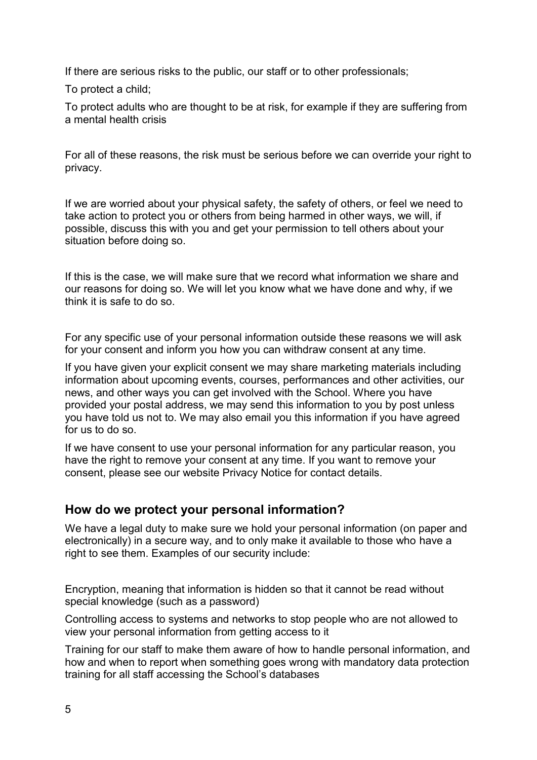If there are serious risks to the public, our staff or to other professionals;

To protect a child;

To protect adults who are thought to be at risk, for example if they are suffering from a mental health crisis

For all of these reasons, the risk must be serious before we can override your right to privacy.

If we are worried about your physical safety, the safety of others, or feel we need to take action to protect you or others from being harmed in other ways, we will, if possible, discuss this with you and get your permission to tell others about your situation before doing so.

If this is the case, we will make sure that we record what information we share and our reasons for doing so. We will let you know what we have done and why, if we think it is safe to do so.

For any specific use of your personal information outside these reasons we will ask for your consent and inform you how you can withdraw consent at any time.

If you have given your explicit consent we may share marketing materials including information about upcoming events, courses, performances and other activities, our news, and other ways you can get involved with the School. Where you have provided your postal address, we may send this information to you by post unless you have told us not to. We may also email you this information if you have agreed for us to do so.

If we have consent to use your personal information for any particular reason, you have the right to remove your consent at any time. If you want to remove your consent, please see our website Privacy Notice for contact details.

## How do we protect your personal information?

We have a legal duty to make sure we hold your personal information (on paper and electronically) in a secure way, and to only make it available to those who have a right to see them. Examples of our security include:

Encryption, meaning that information is hidden so that it cannot be read without special knowledge (such as a password)

Controlling access to systems and networks to stop people who are not allowed to view your personal information from getting access to it

Training for our staff to make them aware of how to handle personal information, and how and when to report when something goes wrong with mandatory data protection training for all staff accessing the School's databases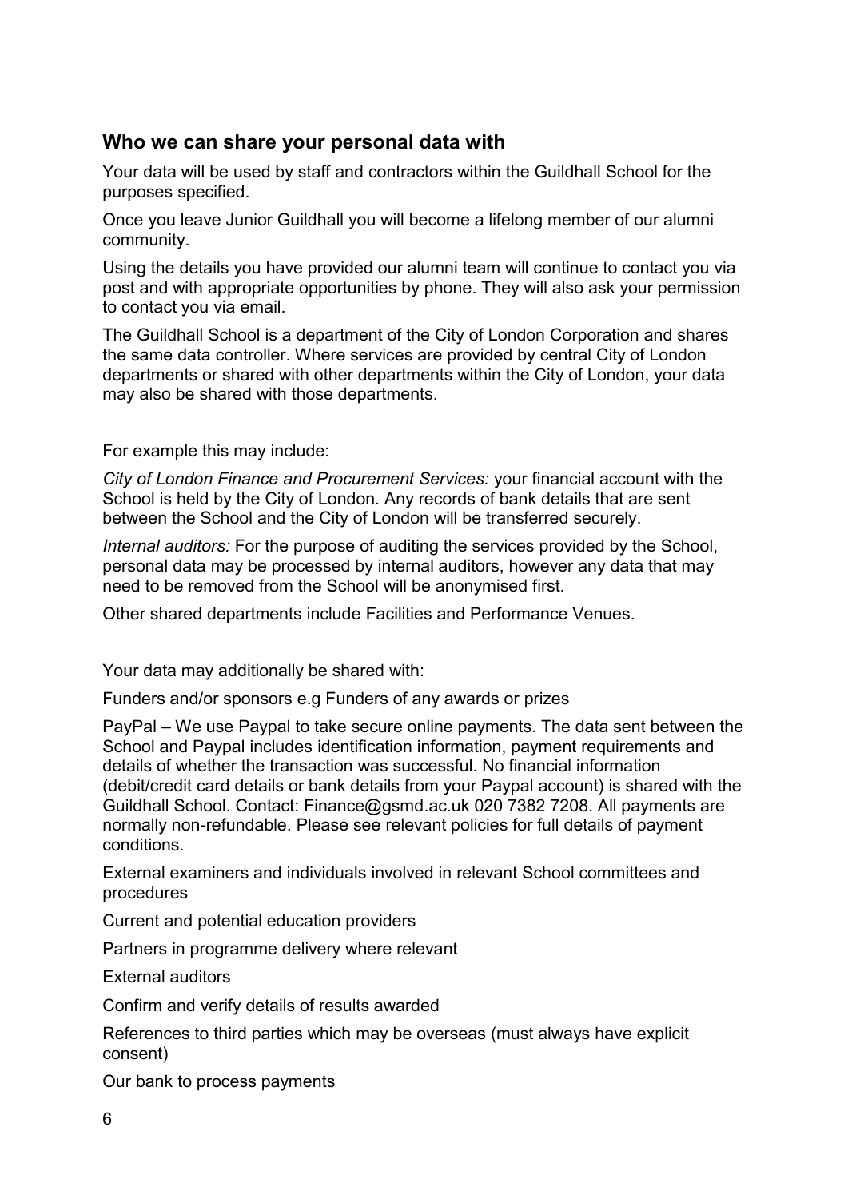## Who we can share your personal data with

Your data will be used by staff and contractors within the Guildhall School for the purposes specified.

Once you leave Junior Guildhall you will become a lifelong member of our alumni community.

Using the details you have provided our alumni team will continue to contact you via post and with appropriate opportunities by phone. They will also ask your permission to contact you via email.

The Guildhall School is a department of the City of London Corporation and shares the same data controller. Where services are provided by central City of London departments or shared with other departments within the City of London, your data may also be shared with those departments.

For example this may include:

*City of London Finance and Procurement Services:* your financial account with the School is held by the City of London. Any records of bank details that are sent between the School and the City of London will be transferred securely.

*Internal auditors:* For the purpose of auditing the services provided by the School, personal data may be processed by internal auditors, however any data that may need to be removed from the School will be anonymised first.

Other shared departments include Facilities and Performance Venues.

Your data may additionally be shared with:

Funders and/or sponsors e.g Funders of any awards or prizes

PayPal – We use Paypal to take secure online payments. The data sent between the School and Paypal includes identification information, payment requirements and details of whether the transaction was successful. No financial information (debit/credit card details or bank details from your Paypal account) is shared with the Guildhall School. Contact: Finance@gsmd.ac.uk 020 7382 7208. All payments are normally non-refundable. Please see relevant policies for full details of payment conditions.

External examiners and individuals involved in relevant School committees and procedures

Current and potential education providers

Partners in programme delivery where relevant

External auditors

Confirm and verify details of results awarded

References to third parties which may be overseas (must always have explicit consent)

Our bank to process payments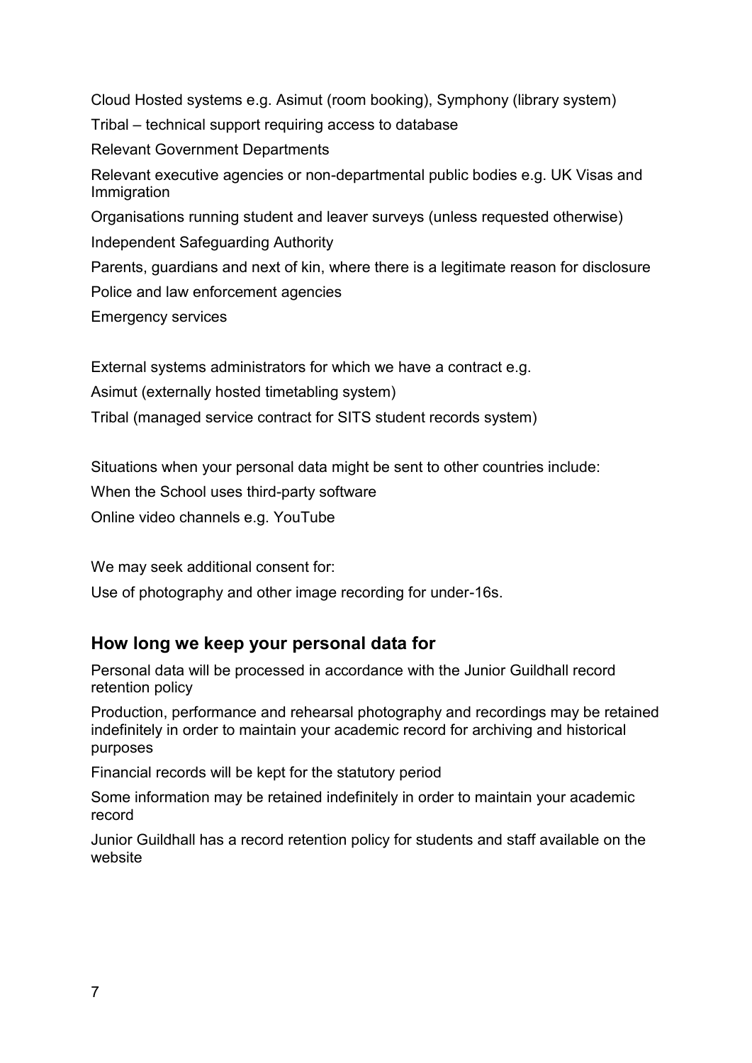Cloud Hosted systems e.g. Asimut (room booking), Symphony (library system)

Tribal – technical support requiring access to database

Relevant Government Departments

Relevant executive agencies or non-departmental public bodies e.g. UK Visas and Immigration

Organisations running student and leaver surveys (unless requested otherwise)

Independent Safeguarding Authority

Parents, guardians and next of kin, where there is a legitimate reason for disclosure

Police and law enforcement agencies

Emergency services

External systems administrators for which we have a contract e.g.

Asimut (externally hosted timetabling system)

Tribal (managed service contract for SITS student records system)

Situations when your personal data might be sent to other countries include:

When the School uses third-party software

Online video channels e.g. YouTube

We may seek additional consent for:

Use of photography and other image recording for under-16s.

## How long we keep your personal data for

Personal data will be processed in accordance with the Junior Guildhall record retention policy

Production, performance and rehearsal photography and recordings may be retained indefinitely in order to maintain your academic record for archiving and historical purposes

Financial records will be kept for the statutory period

Some information may be retained indefinitely in order to maintain your academic record

Junior Guildhall has a record retention policy for students and staff available on the website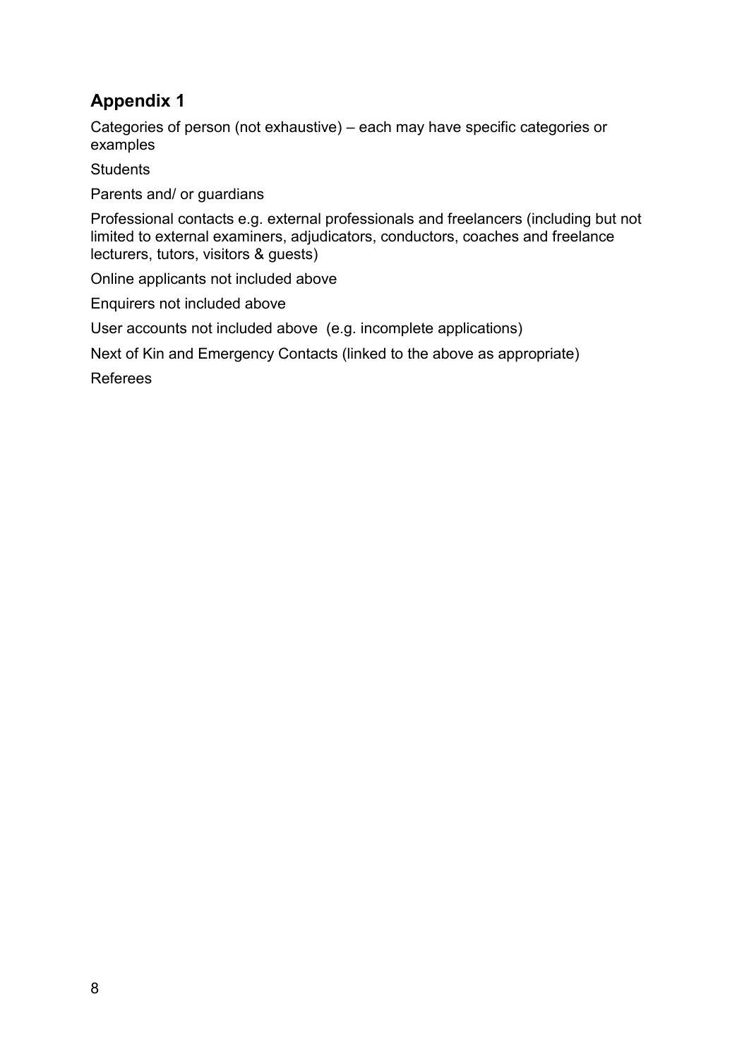## Appendix 1

Categories of person (not exhaustive) – each may have specific categories or examples

Students

Parents and/ or guardians

Professional contacts e.g. external professionals and freelancers (including but not limited to external examiners, adjudicators, conductors, coaches and freelance lecturers, tutors, visitors & guests)

Online applicants not included above

Enquirers not included above

User accounts not included above (e.g. incomplete applications)

Next of Kin and Emergency Contacts (linked to the above as appropriate)

Referees